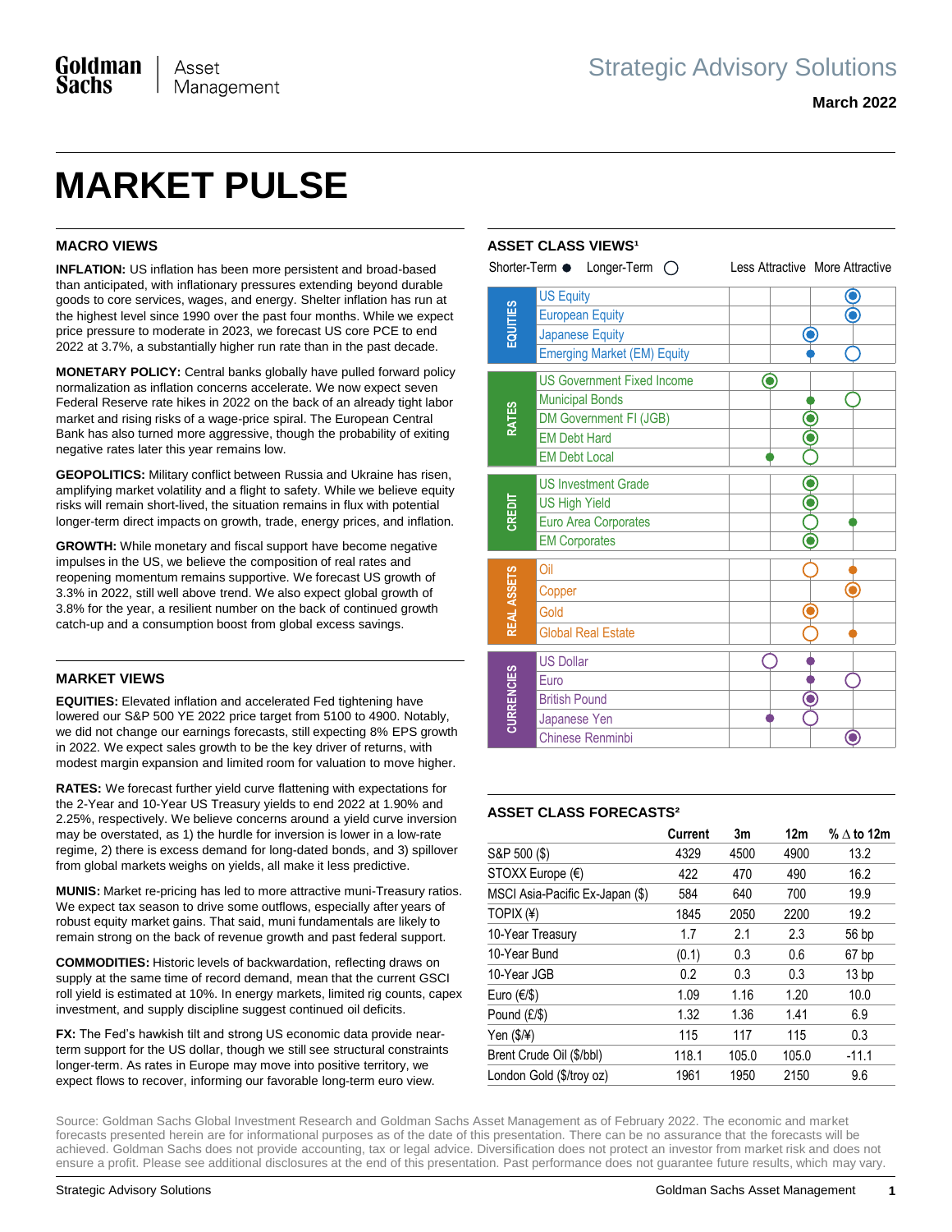# MARKET PULSE

March 2022

## MACRO VIEWS

**INFLATION:** US inflation has been more persistent and broad-based than anticipated, with inflationary pressures extending beyond durable goods to core services, wages, and energy. Shelter inflation has run at the highest level since 1990 over the past four months. While we expect price pressure to moderate in 2023, we forecast US core PCE to end 2022 at 3.7%, a substantially higher run rate than in the past decade.

**MONETARY POLICY:** Central banks globally have pulled forward policy normalization as inflation concerns accelerate. We now expect seven Federal Reserve rate hikes in 2022 on the back of an already tight labor market and rising risks of a wage-price spiral. The European Central Bank has also turned more aggressive, though the probability of exiting negative rates later this year remains low.

**GEOPOLITICS:** Military conflict between Russia and Ukraine has risen, amplifying market volatility and a flight to safety. While we believe equity risks will remain short-lived, the situation remains in flux with potential longer-term direct impacts on growth, trade, energy prices, and inflation.

**GROWTH:** While monetary and fiscal support have become negative impulses in the US, we believe the composition of real rates and reopening momentum remains supportive. We forecast US growth of 3.3% in 2022, still well above trend. We also expect global growth of 3.8% for the year, a resilient number on the back of continued growth catch-up and a consumption boost from global excess savings.

## MARKET VIEWS

**EQUITIES:** Elevated inflation and accelerated Fed tightening have lowered our S&P 500 YE 2022 price target from 5100 to 4900. Notably, we did not change our earnings forecasts, still expecting 8% EPS growth in 2022. We expect sales growth to be the key driver of returns, with modest margin expansion and limited room for valuation to move higher.

**RATES:** We forecast further yield curve flattening with expectations for the 2-Year and 10-Year US Treasury yields to end 2022 at 1.90% and 2.25%, respectively. We believe concerns around a yield curve inversion may be overstated, as 1) the hurdle for inversion is lower in a low-rate regime, 2) there is excess demand for long-dated bonds, and 3) spillover from global markets weighs on yields, all make it less predictive.

**MUNIS:** Market re-pricing has led to more attractive muni-Treasury ratios. We expect tax season to drive some outflows, especially after years of robust equity market gains. That said, muni fundamentals are likely to remain strong on the back of revenue growth and past federal support.

**COMMODITIES:** Historic levels of backwardation, reflecting draws on supply at the same time of record demand, mean that the current GSCI roll yield is estimated at 10%. In energy markets, limited rig counts, capex investment, and supply discipline suggest continued oil deficits.

**FX:** The Fed's hawkish tilt and strong US economic data provide near-term support for the US dollar, though we still see structural constraints longer-term. As rates in Europe may move into positive territory, we expect flows to recover, informing our favorable long-term euro view.

## ASSET CLASS VIEWS[1]

Shorter-Term ● Longer-Term ○

| | Asset Class | Less Attractive | | More Attractive |
|---|---|---|---|---|
| EQUITIES | US Equity | | | ●○ |
| | European Equity | | | ●○ |
| | Japanese Equity | | ●○ | |
| | Emerging Market (EM) Equity | | ● | ○ |
| RATES | US Government Fixed Income | ●○ | | |
| | Municipal Bonds | | ● | ○ |
| | DM Government FI (JGB) | | ●○ | |
| | EM Debt Hard | | ●○ | |
| | EM Debt Local | ● | ○ | |
| CREDIT | US Investment Grade | | ●○ | |
| | US High Yield | | ●○ | |
| | Euro Area Corporates | | ○ | ● |
| | EM Corporates | | ●○ | |
| REAL ASSETS | Oil | | ○ | ● |
| | Copper | | | ●○ |
| | Gold | | ●○ | |
| | Global Real Estate | | ○ | ● |
| CURRENCIES | US Dollar | ○ | ● | |
| | Euro | | ● | ○ |
| | British Pound | | ●○ | |
| | Japanese Yen | ● | ○ | |
| | Chinese Renminbi | | | ●○ |

## ASSET CLASS FORECASTS[2]

| | Current | 3m | 12m | % ∆ to 12m |
|---|---|---|---|---|
| S&P 500 ($) | 4329 | 4500 | 4900 | 13.2 |
| STOXX Europe (€) | 422 | 470 | 490 | 16.2 |
| MSCI Asia-Pacific Ex-Japan ($) | 584 | 640 | 700 | 19.9 |
| TOPIX (¥) | 1845 | 2050 | 2200 | 19.2 |
| 10-Year Treasury | 1.7 | 2.1 | 2.3 | 56 bp |
| 10-Year Bund | (0.1) | 0.3 | 0.6 | 67 bp |
| 10-Year JGB | 0.2 | 0.3 | 0.3 | 13 bp |
| Euro (€/$) | 1.09 | 1.16 | 1.20 | 10.0 |
| Pound (£/$) | 1.32 | 1.36 | 1.41 | 6.9 |
| Yen ($/¥) | 115 | 117 | 115 | 0.3 |
| Brent Crude Oil ($/bbl) | 118.1 | 105.0 | 105.0 | -11.1 |
| London Gold ($/troy oz) | 1961 | 1950 | 2150 | 9.6 |

Source: Goldman Sachs Global Investment Research and Goldman Sachs Asset Management as of February 2022. The economic and market forecasts presented herein are for informational purposes as of the date of this presentation. There can be no assurance that the forecasts will be achieved. Goldman Sachs does not provide accounting, tax or legal advice. Diversification does not protect an investor from market risk and does not ensure a profit. Please see additional disclosures at the end of this presentation. Past performance does not guarantee future results, which may vary.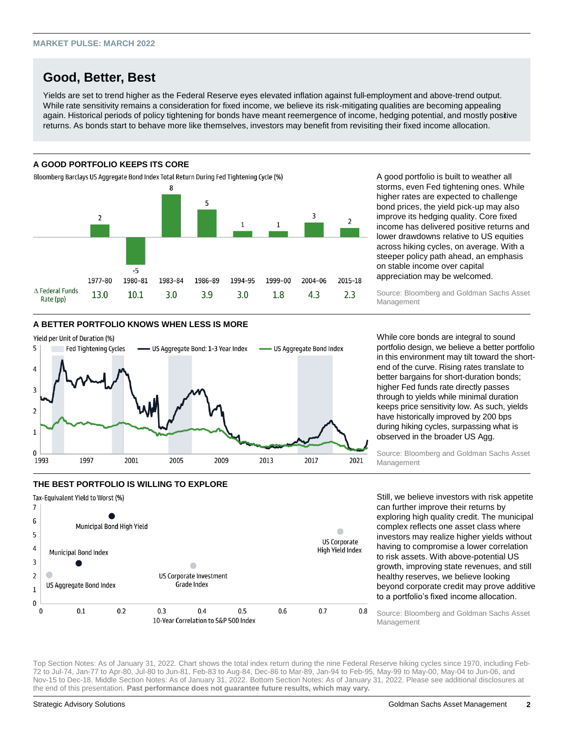MARKET PULSE: MARCH 2022

# Good, Better, Best

Yields are set to trend higher as the Federal Reserve eyes elevated inflation against full-employment and above-trend output. While rate sensitivity remains a consideration for fixed income, we believe its risk-mitigating qualities are becoming appealing again. Historical periods of policy tightening for bonds have meant reemergence of income, hedging potential, and mostly positive returns. As bonds start to behave more like themselves, investors may benefit from revisiting their fixed income allocation.

## A GOOD PORTFOLIO KEEPS ITS CORE

Bloomberg Barclays US Aggregate Bond Index Total Return During Fed Tightening Cycle (%)

| | 1977–80 | 1980–81 | 1983–84 | 1986–89 | 1994–95 | 1999–00 | 2004–06 | 2015–18 |
|---|---|---|---|---|---|---|---|---|
| Total Return (%) | 2 | -5 | 8 | 5 | 1 | 1 | 3 | 2 |
| Δ Federal Funds Rate (pp) | 13.0 | 10.1 | 3.0 | 3.9 | 3.0 | 1.8 | 4.3 | 2.3 |

A good portfolio is built to weather all storms, even Fed tightening ones. While higher rates are expected to challenge bond prices, the yield pick-up may also improve its hedging quality. Core fixed income has delivered positive returns and lower drawdowns relative to US equities across hiking cycles, on average. With a steeper policy path ahead, an emphasis on stable income over capital appreciation may be welcomed.

Source: Bloomberg and Goldman Sachs Asset Management

## A BETTER PORTFOLIO KNOWS WHEN LESS IS MORE

Yield per Unit of Duration (%)

Legend: Fed Tightening Cycles; US Aggregate Bond: 1-3 Year Index; US Aggregate Bond Index

While core bonds are integral to sound portfolio design, we believe a better portfolio in this environment may tilt toward the short-end of the curve. Rising rates translate to better bargains for short-duration bonds; higher Fed funds rate directly passes through to yields while minimal duration keeps price sensitivity low. As such, yields have historically improved by 200 bps during hiking cycles, surpassing what is observed in the broader US Agg.

Source: Bloomberg and Goldman Sachs Asset Management

## THE BEST PORTFOLIO IS WILLING TO EXPLORE

Tax-Equivalent Yield to Worst (%) vs. 10-Year Correlation to S&P 500 Index

Labels: Municipal Bond High Yield; Municipal Bond Index; US Aggregate Bond Index; US Corporate Investment Grade Index; US Corporate High Yield Index

Still, we believe investors with risk appetite can further improve their returns by exploring high quality credit. The municipal complex reflects one asset class where investors may realize higher yields without having to compromise a lower correlation to risk assets. With above-potential US growth, improving state revenues, and still healthy reserves, we believe looking beyond corporate credit may prove additive to a portfolio's fixed income allocation.

Source: Bloomberg and Goldman Sachs Asset Management

Top Section Notes: As of January 31, 2022. Chart shows the total index return during the nine Federal Reserve hiking cycles since 1970, including Feb-72 to Jul-74, Jan-77 to Apr-80, Jul-80 to Jun-81, Feb-83 to Aug-84, Dec-86 to Mar-89, Jan-94 to Feb-95, May-99 to May-00, May-04 to Jun-06, and Nov-15 to Dec-18. Middle Section Notes: As of January 31, 2022. Bottom Section Notes: As of January 31, 2022. Please see additional disclosures at the end of this presentation. **Past performance does not guarantee future results, which may vary.**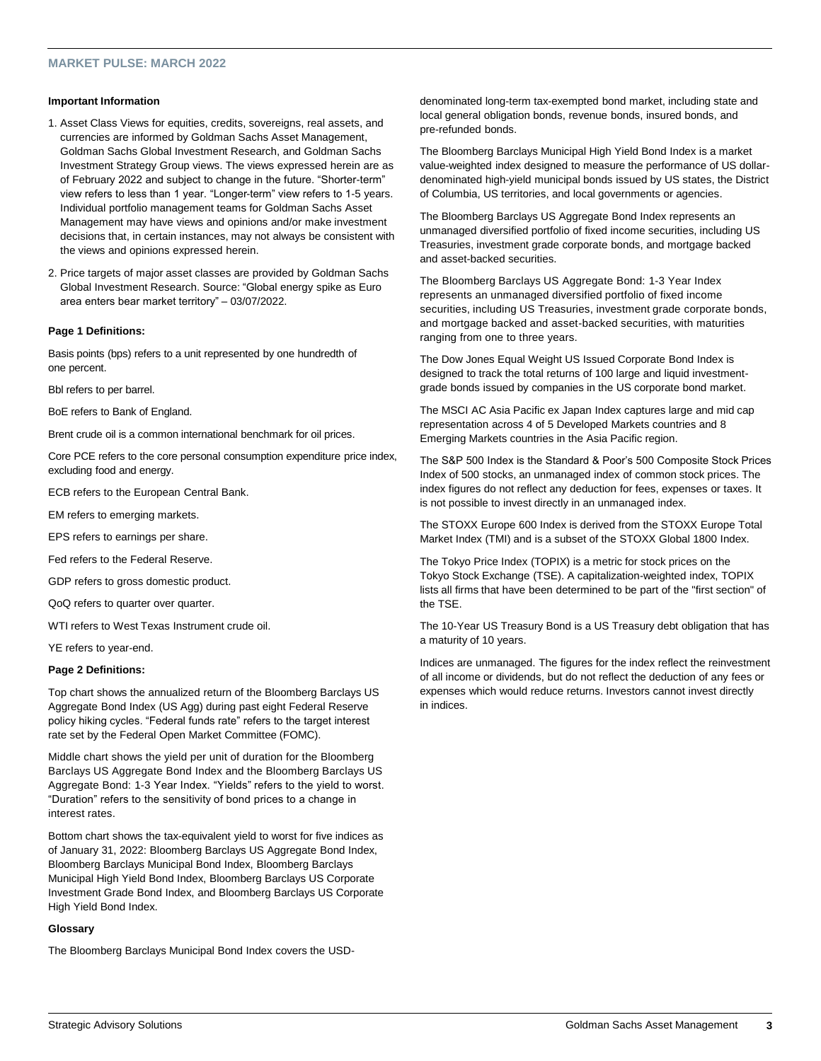### Important Information

1. Asset Class Views for equities, credits, sovereigns, real assets, and currencies are informed by Goldman Sachs Asset Management, Goldman Sachs Global Investment Research, and Goldman Sachs Investment Strategy Group views. The views expressed herein are as of February 2022 and subject to change in the future. "Shorter-term" view refers to less than 1 year. "Longer-term" view refers to 1-5 years. Individual portfolio management teams for Goldman Sachs Asset Management may have views and opinions and/or make investment decisions that, in certain instances, may not always be consistent with the views and opinions expressed herein.
2. Price targets of major asset classes are provided by Goldman Sachs Global Investment Research. Source: "Global energy spike as Euro area enters bear market territory" – 03/07/2022.

### Page 1 Definitions:

Basis points (bps) refers to a unit represented by one hundredth of one percent.

Bbl refers to per barrel.

BoE refers to Bank of England.

Brent crude oil is a common international benchmark for oil prices.

Core PCE refers to the core personal consumption expenditure price index, excluding food and energy.

ECB refers to the European Central Bank.

EM refers to emerging markets.

EPS refers to earnings per share.

Fed refers to the Federal Reserve.

GDP refers to gross domestic product.

QoQ refers to quarter over quarter.

WTI refers to West Texas Instrument crude oil.

YE refers to year-end.

### Page 2 Definitions:

Top chart shows the annualized return of the Bloomberg Barclays US Aggregate Bond Index (US Agg) during past eight Federal Reserve policy hiking cycles. "Federal funds rate" refers to the target interest rate set by the Federal Open Market Committee (FOMC).

Middle chart shows the yield per unit of duration for the Bloomberg Barclays US Aggregate Bond Index and the Bloomberg Barclays US Aggregate Bond: 1-3 Year Index. "Yields" refers to the yield to worst. "Duration" refers to the sensitivity of bond prices to a change in interest rates.

Bottom chart shows the tax-equivalent yield to worst for five indices as of January 31, 2022: Bloomberg Barclays US Aggregate Bond Index, Bloomberg Barclays Municipal Bond Index, Bloomberg Barclays Municipal High Yield Bond Index, Bloomberg Barclays US Corporate Investment Grade Bond Index, and Bloomberg Barclays US Corporate High Yield Bond Index.

### Glossary

The Bloomberg Barclays Municipal Bond Index covers the USD-denominated long-term tax-exempted bond market, including state and local general obligation bonds, revenue bonds, insured bonds, and pre-refunded bonds.

The Bloomberg Barclays Municipal High Yield Bond Index is a market value-weighted index designed to measure the performance of US dollar-denominated high-yield municipal bonds issued by US states, the District of Columbia, US territories, and local governments or agencies.

The Bloomberg Barclays US Aggregate Bond Index represents an unmanaged diversified portfolio of fixed income securities, including US Treasuries, investment grade corporate bonds, and mortgage backed and asset-backed securities.

The Bloomberg Barclays US Aggregate Bond: 1-3 Year Index represents an unmanaged diversified portfolio of fixed income securities, including US Treasuries, investment grade corporate bonds, and mortgage backed and asset-backed securities, with maturities ranging from one to three years.

The Dow Jones Equal Weight US Issued Corporate Bond Index is designed to track the total returns of 100 large and liquid investment-grade bonds issued by companies in the US corporate bond market.

The MSCI AC Asia Pacific ex Japan Index captures large and mid cap representation across 4 of 5 Developed Markets countries and 8 Emerging Markets countries in the Asia Pacific region.

The S&P 500 Index is the Standard & Poor's 500 Composite Stock Prices Index of 500 stocks, an unmanaged index of common stock prices. The index figures do not reflect any deduction for fees, expenses or taxes. It is not possible to invest directly in an unmanaged index.

The STOXX Europe 600 Index is derived from the STOXX Europe Total Market Index (TMI) and is a subset of the STOXX Global 1800 Index.

The Tokyo Price Index (TOPIX) is a metric for stock prices on the Tokyo Stock Exchange (TSE). A capitalization-weighted index, TOPIX lists all firms that have been determined to be part of the "first section" of the TSE.

The 10-Year US Treasury Bond is a US Treasury debt obligation that has a maturity of 10 years.

Indices are unmanaged. The figures for the index reflect the reinvestment of all income or dividends, but do not reflect the deduction of any fees or expenses which would reduce returns. Investors cannot invest directly in indices.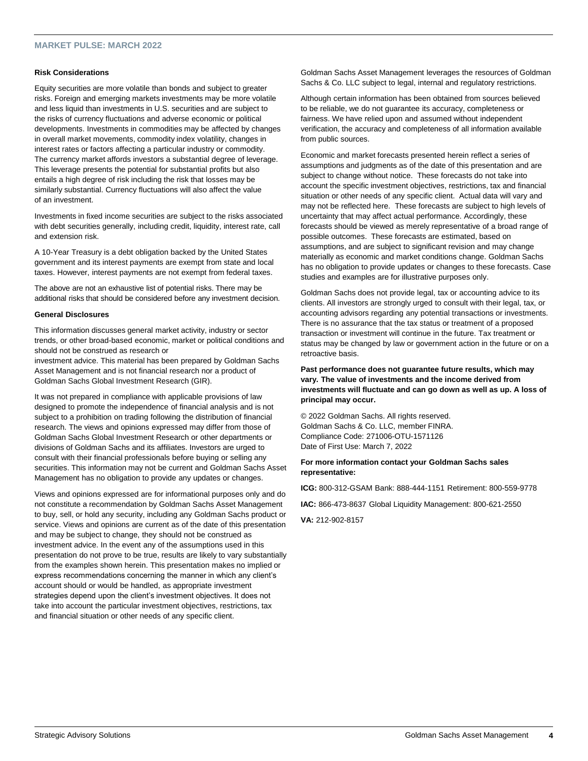### Risk Considerations

Equity securities are more volatile than bonds and subject to greater risks. Foreign and emerging markets investments may be more volatile and less liquid than investments in U.S. securities and are subject to the risks of currency fluctuations and adverse economic or political developments. Investments in commodities may be affected by changes in overall market movements, commodity index volatility, changes in interest rates or factors affecting a particular industry or commodity. The currency market affords investors a substantial degree of leverage. This leverage presents the potential for substantial profits but also entails a high degree of risk including the risk that losses may be similarly substantial. Currency fluctuations will also affect the value of an investment.

Investments in fixed income securities are subject to the risks associated with debt securities generally, including credit, liquidity, interest rate, call and extension risk.

A 10-Year Treasury is a debt obligation backed by the United States government and its interest payments are exempt from state and local taxes. However, interest payments are not exempt from federal taxes.

The above are not an exhaustive list of potential risks. There may be additional risks that should be considered before any investment decision.

### General Disclosures

This information discusses general market activity, industry or sector trends, or other broad-based economic, market or political conditions and should not be construed as research or investment advice. This material has been prepared by Goldman Sachs Asset Management and is not financial research nor a product of Goldman Sachs Global Investment Research (GIR).

It was not prepared in compliance with applicable provisions of law designed to promote the independence of financial analysis and is not subject to a prohibition on trading following the distribution of financial research. The views and opinions expressed may differ from those of Goldman Sachs Global Investment Research or other departments or divisions of Goldman Sachs and its affiliates. Investors are urged to consult with their financial professionals before buying or selling any securities. This information may not be current and Goldman Sachs Asset Management has no obligation to provide any updates or changes.

Views and opinions expressed are for informational purposes only and do not constitute a recommendation by Goldman Sachs Asset Management to buy, sell, or hold any security, including any Goldman Sachs product or service. Views and opinions are current as of the date of this presentation and may be subject to change, they should not be construed as investment advice. In the event any of the assumptions used in this presentation do not prove to be true, results are likely to vary substantially from the examples shown herein. This presentation makes no implied or express recommendations concerning the manner in which any client's account should or would be handled, as appropriate investment strategies depend upon the client's investment objectives. It does not take into account the particular investment objectives, restrictions, tax and financial situation or other needs of any specific client.

Goldman Sachs Asset Management leverages the resources of Goldman Sachs & Co. LLC subject to legal, internal and regulatory restrictions.

Although certain information has been obtained from sources believed to be reliable, we do not guarantee its accuracy, completeness or fairness. We have relied upon and assumed without independent verification, the accuracy and completeness of all information available from public sources.

Economic and market forecasts presented herein reflect a series of assumptions and judgments as of the date of this presentation and are subject to change without notice. These forecasts do not take into account the specific investment objectives, restrictions, tax and financial situation or other needs of any specific client. Actual data will vary and may not be reflected here. These forecasts are subject to high levels of uncertainty that may affect actual performance. Accordingly, these forecasts should be viewed as merely representative of a broad range of possible outcomes. These forecasts are estimated, based on assumptions, and are subject to significant revision and may change materially as economic and market conditions change. Goldman Sachs has no obligation to provide updates or changes to these forecasts. Case studies and examples are for illustrative purposes only.

Goldman Sachs does not provide legal, tax or accounting advice to its clients. All investors are strongly urged to consult with their legal, tax, or accounting advisors regarding any potential transactions or investments. There is no assurance that the tax status or treatment of a proposed transaction or investment will continue in the future. Tax treatment or status may be changed by law or government action in the future or on a retroactive basis.

**Past performance does not guarantee future results, which may vary. The value of investments and the income derived from investments will fluctuate and can go down as well as up. A loss of principal may occur.**

© 2022 Goldman Sachs. All rights reserved.
Goldman Sachs & Co. LLC, member FINRA.
Compliance Code: 271006-OTU-1571126
Date of First Use: March 7, 2022

**For more information contact your Goldman Sachs sales representative:**

**ICG:** 800-312-GSAM Bank: 888-444-1151 Retirement: 800-559-9778

**IAC:** 866-473-8637 Global Liquidity Management: 800-621-2550

**VA:** 212-902-8157